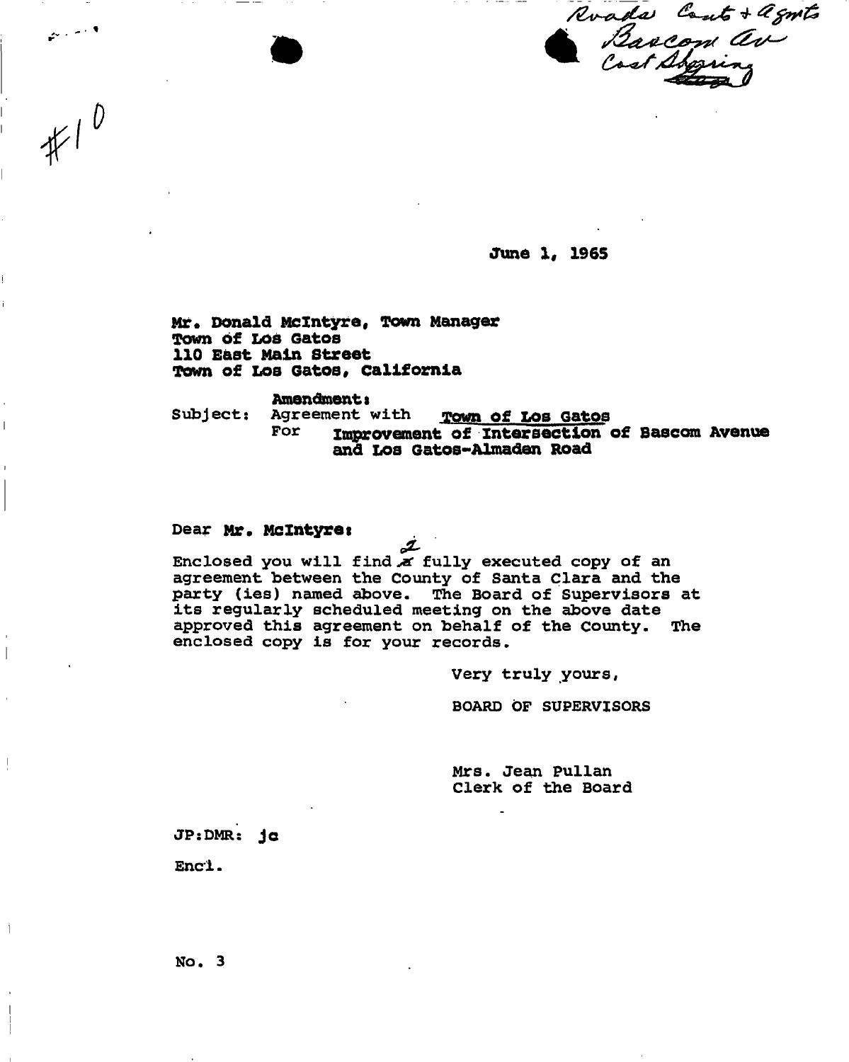Roads Conts + Agmts
Bascom Av
Cost Sharing

#10

June 1, 1965

Mr. Donald McIntyre, Town Manager
Town of Los Gatos
110 East Main Street
Town of Los Gatos, California

**Amendment:**
Subject: Agreement with Town of Los Gatos
For Improvement of Intersection of Bascom Avenue and Los Gatos-Almaden Road

Dear Mr. McIntyre:

Enclosed you will find ~~a~~ 2 fully executed copy of an agreement between the County of Santa Clara and the party (ies) named above. The Board of Supervisors at its regularly scheduled meeting on the above date approved this agreement on behalf of the County. The enclosed copy is for your records.

Very truly yours,

BOARD OF SUPERVISORS

Mrs. Jean Pullan
Clerk of the Board

JP:DMR: jc

Encl.

No. 3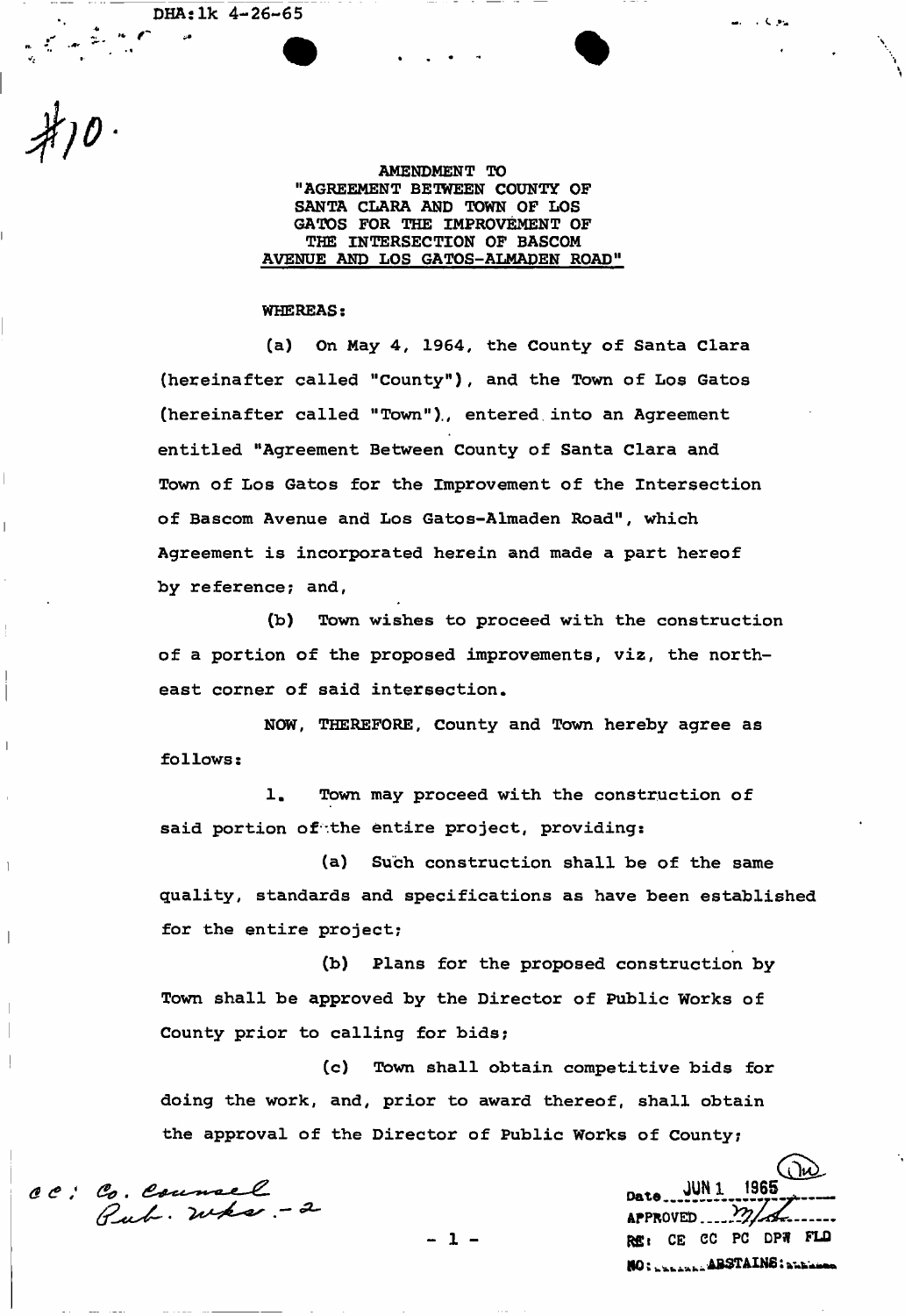DHA:lk 4-26-65

#10.

AMENDMENT TO
"AGREEMENT BETWEEN COUNTY OF
SANTA CLARA AND TOWN OF LOS
GATOS FOR THE IMPROVEMENT OF
THE INTERSECTION OF BASCOM
AVENUE AND LOS GATOS-ALMADEN ROAD"

WHEREAS:

(a) On May 4, 1964, the County of Santa Clara (hereinafter called "County"), and the Town of Los Gatos (hereinafter called "Town"), entered into an Agreement entitled "Agreement Between County of Santa Clara and Town of Los Gatos for the Improvement of the Intersection of Bascom Avenue and Los Gatos-Almaden Road", which Agreement is incorporated herein and made a part hereof by reference; and,

(b) Town wishes to proceed with the construction of a portion of the proposed improvements, viz, the north-east corner of said intersection.

NOW, THEREFORE, County and Town hereby agree as follows:

1. Town may proceed with the construction of said portion of the entire project, providing:

(a) Such construction shall be of the same quality, standards and specifications as have been established for the entire project;

(b) Plans for the proposed construction by Town shall be approved by the Director of Public Works of County prior to calling for bids;

(c) Town shall obtain competitive bids for doing the work, and, prior to award thereof, shall obtain the approval of the Director of Public Works of County;

cc: Co. Counsel
Pub. Wks. - 2

Date JUN 1 1965
APPROVED M/A
RE: CE CC PC DPW FLD
NO: ABSTAINS: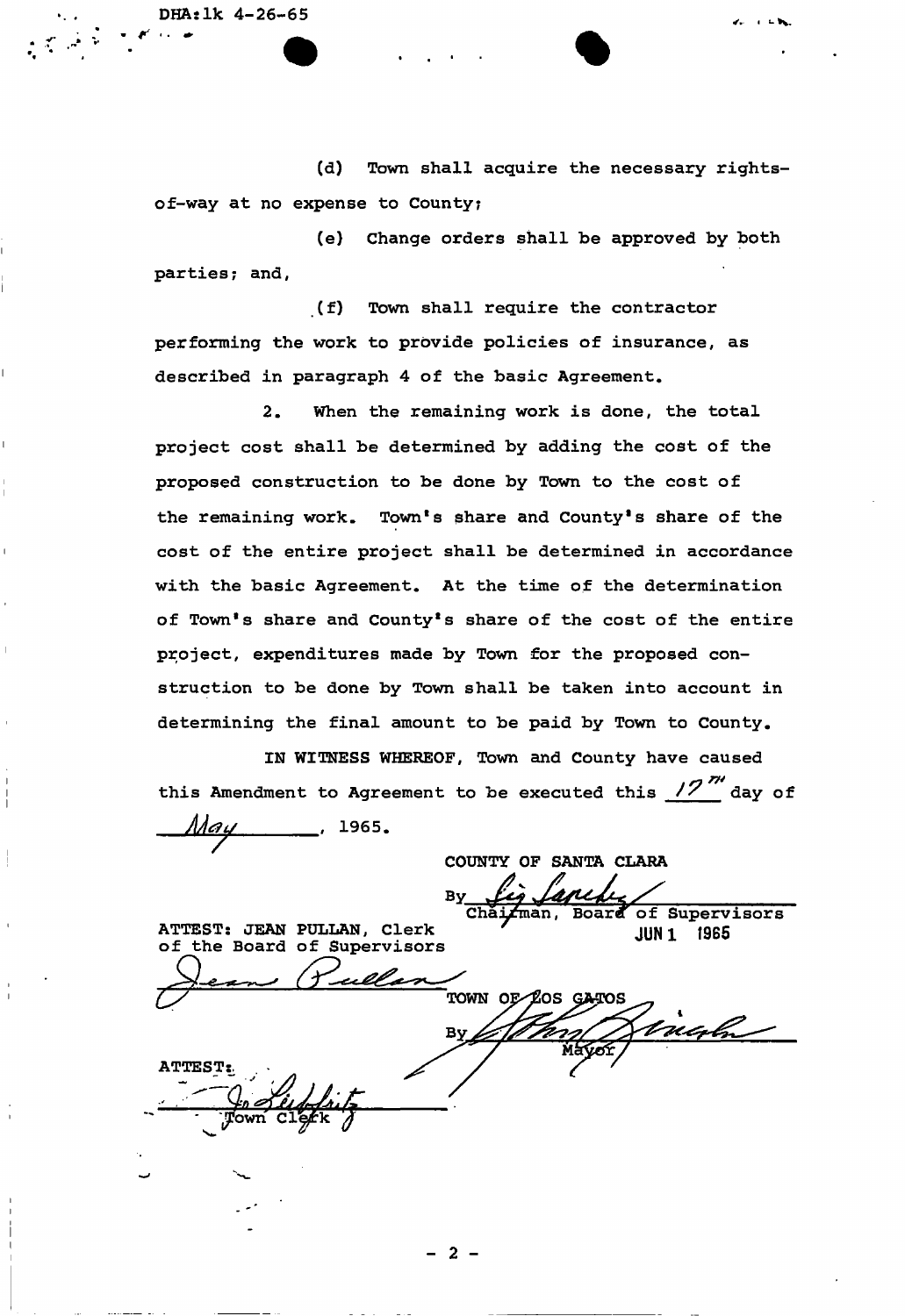DHA:lk 4-26-65

(d) Town shall acquire the necessary rights-of-way at no expense to County;

(e) Change orders shall be approved by both parties; and,

(f) Town shall require the contractor performing the work to provide policies of insurance, as described in paragraph 4 of the basic Agreement.

2. When the remaining work is done, the total project cost shall be determined by adding the cost of the proposed construction to be done by Town to the cost of the remaining work. Town's share and County's share of the cost of the entire project shall be determined in accordance with the basic Agreement. At the time of the determination of Town's share and County's share of the cost of the entire project, expenditures made by Town for the proposed construction to be done by Town shall be taken into account in determining the final amount to be paid by Town to County.

IN WITNESS WHEREOF, Town and County have caused this Amendment to Agreement to be executed this 17th day of May, 1965.

COUNTY OF SANTA CLARA

By ________________________
Chairman, Board of Supervisors
JUN 1 1965

ATTEST: JEAN PULLAN, Clerk
of the Board of Supervisors

________________________

TOWN OF LOS GATOS

By ________________________
Mayor

ATTEST:

________________________
Town Clerk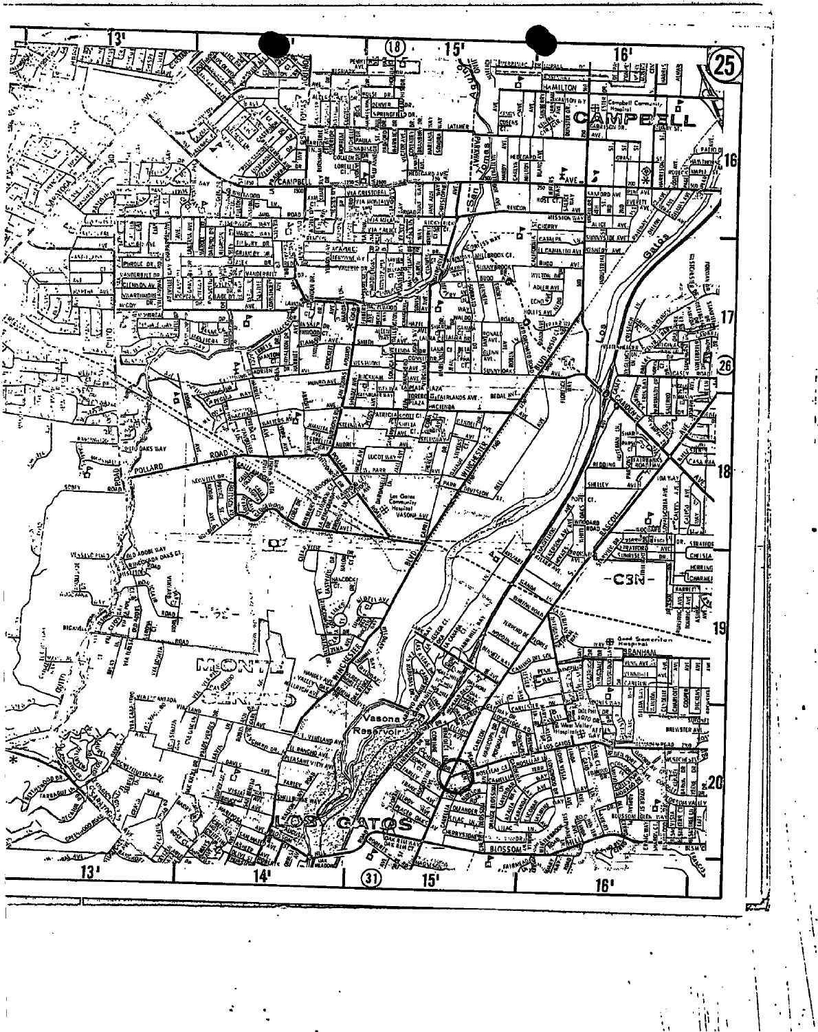CAMPBELL

MONTE SERENO

LOS GATOS

Vasona Reservoir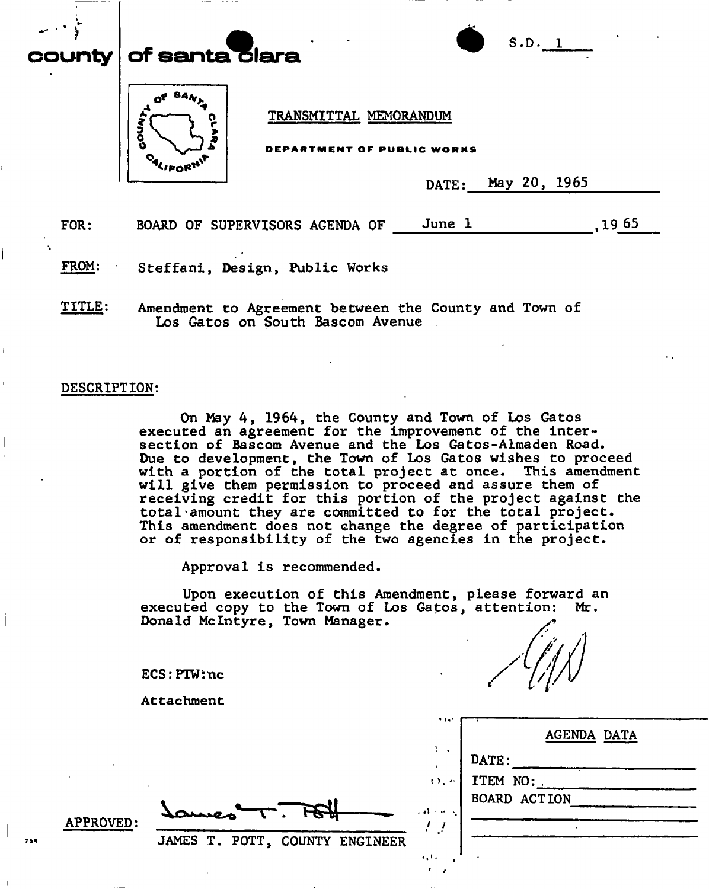**county of santa clara**

S.D. 1

**TRANSMITTAL MEMORANDUM**

**DEPARTMENT OF PUBLIC WORKS**

DATE: May 20, 1965

FOR: BOARD OF SUPERVISORS AGENDA OF June 1, 1965

FROM: Steffani, Design, Public Works

TITLE: Amendment to Agreement between the County and Town of Los Gatos on South Bascom Avenue

DESCRIPTION:

On May 4, 1964, the County and Town of Los Gatos executed an agreement for the improvement of the intersection of Bascom Avenue and the Los Gatos-Almaden Road. Due to development, the Town of Los Gatos wishes to proceed with a portion of the total project at once. This amendment will give them permission to proceed and assure them of receiving credit for this portion of the project against the total amount they are committed to for the total project. This amendment does not change the degree of participation or of responsibility of the two agencies in the project.

Approval is recommended.

Upon execution of this Amendment, please forward an executed copy to the Town of Los Gatos, attention: Mr. Donald McIntyre, Town Manager.

ECS:PTW:nc

Attachment

APPROVED: James T. Pott
JAMES T. POTT, COUNTY ENGINEER

| AGENDA DATA |
|---|
| DATE: |
| ITEM NO: |
| BOARD ACTION |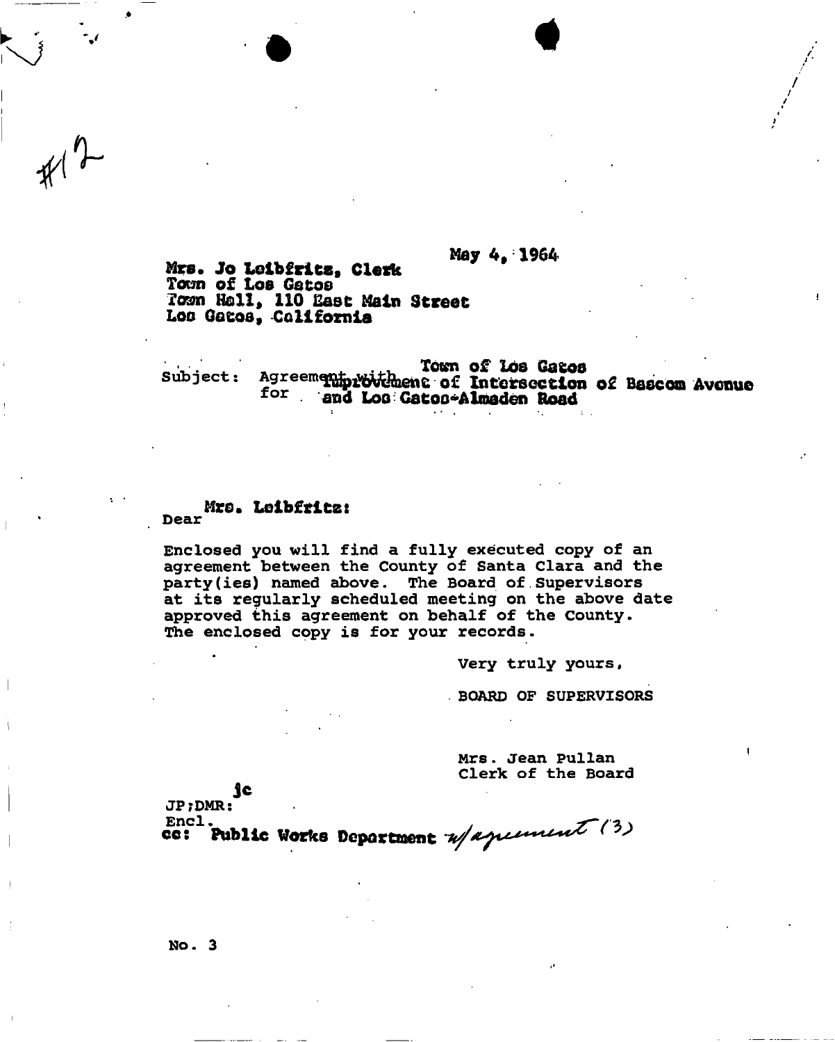#12

May 4, 1964

Mrs. Jo Leibfritz, Clerk
Town of Los Gatos
Town Hall, 110 East Main Street
Los Gatos, California

Subject: Agreement with Town of Los Gatos for Improvement of Intersection of Bascom Avenue and Los Gatos-Almaden Road

Dear Mrs. Leibfritz:

Enclosed you will find a fully executed copy of an agreement between the County of Santa Clara and the party(ies) named above. The Board of Supervisors at its regularly scheduled meeting on the above date approved this agreement on behalf of the County. The enclosed copy is for your records.

Very truly yours,

BOARD OF SUPERVISORS

Mrs. Jean Pullan
Clerk of the Board

JP;DMR:jc
Encl.
cc: Public Works Department w/agreement (3)

No. 3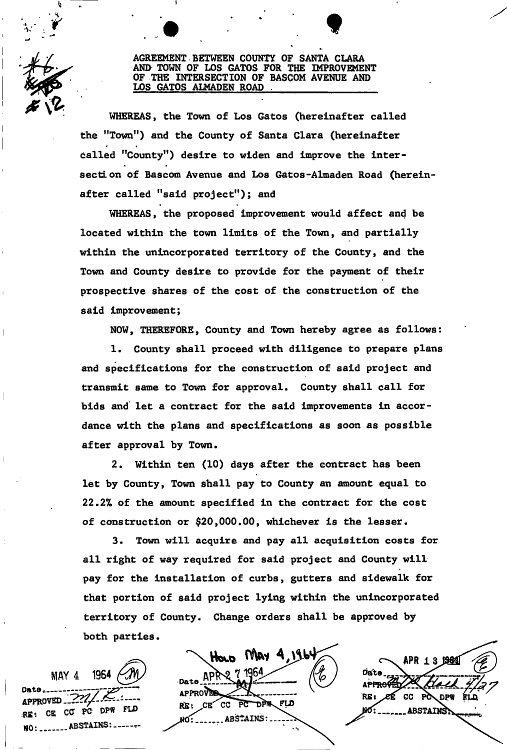# AGREEMENT BETWEEN COUNTY OF SANTA CLARA AND TOWN OF LOS GATOS FOR THE IMPROVEMENT OF THE INTERSECTION OF BASCOM AVENUE AND LOS GATOS ALMADEN ROAD

WHEREAS, the Town of Los Gatos (hereinafter called the "Town") and the County of Santa Clara (hereinafter called "County") desire to widen and improve the intersection of Bascom Avenue and Los Gatos-Almaden Road (hereinafter called "said project"); and

WHEREAS, the proposed improvement would affect and be located within the town limits of the Town, and partially within the unincorporated territory of the County, and the Town and County desire to provide for the payment of their prospective shares of the cost of the construction of the said improvement;

NOW, THEREFORE, County and Town hereby agree as follows:

1. County shall proceed with diligence to prepare plans and specifications for the construction of said project and transmit same to Town for approval. County shall call for bids and let a contract for the said improvements in accordance with the plans and specifications as soon as possible after approval by Town.

2. Within ten (10) days after the contract has been let by County, Town shall pay to County an amount equal to 22.2% of the amount specified in the contract for the cost of construction or $20,000.00, whichever is the lesser.

3. Town will acquire and pay all acquisition costs for all right of way required for said project and County will pay for the installation of curbs, gutters and sidewalk for that portion of said project lying within the unincorporated territory of County. Change orders shall be approved by both parties.

MAY 4 1964
Date
APPROVED
RE: CE CC PC DPW FLD
NO: ABSTAINS:

HOLD MAY 4, 1964
Date APR 27 1964
APPROVED
RE: CE CC PC DPW FLD
NO: ABSTAINS:

APR 13 1964
Date
APPROVED 4/27
RE: CE CC PC DPW FLD
NO: ABSTAINS: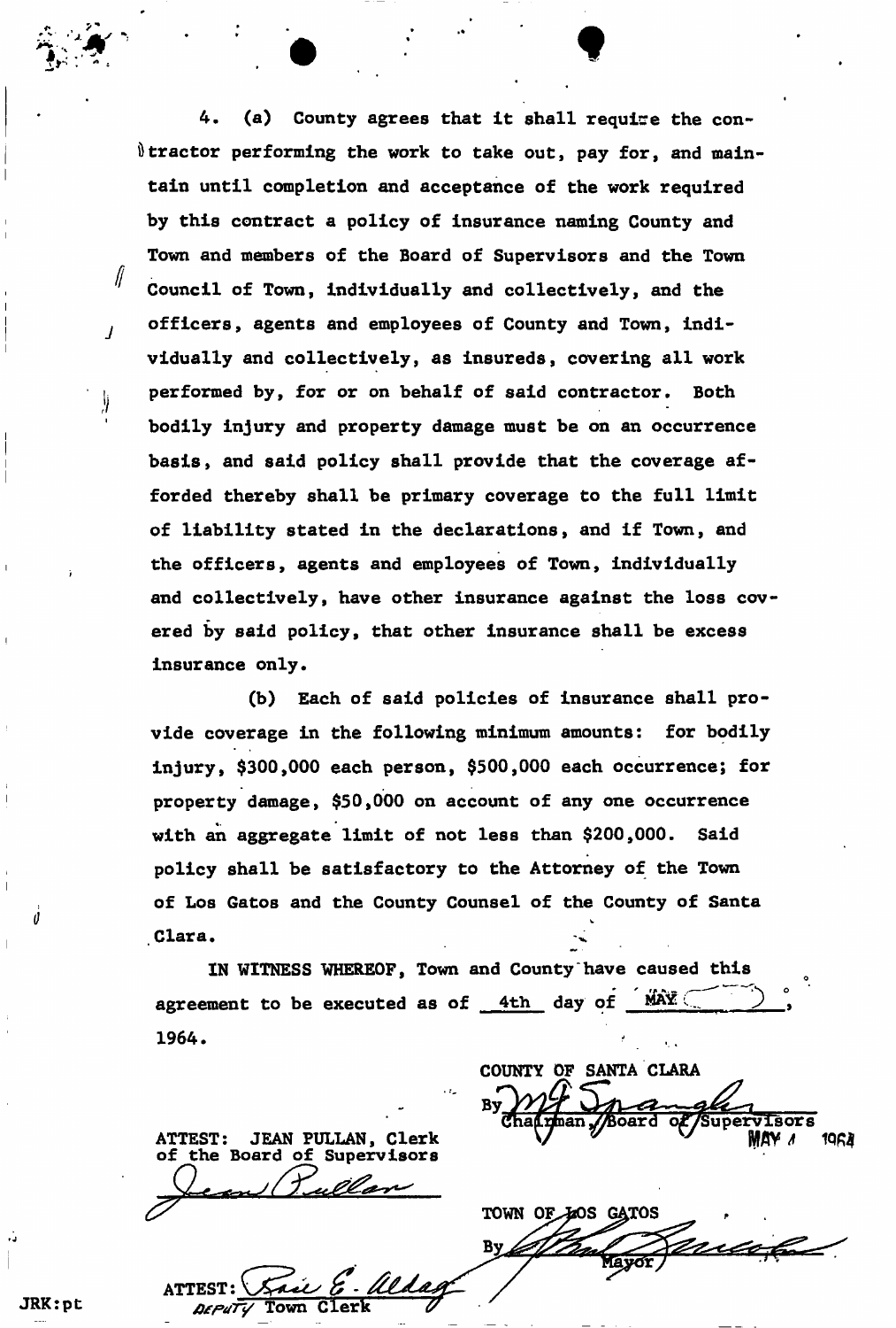4. (a) County agrees that it shall require the contractor performing the work to take out, pay for, and maintain until completion and acceptance of the work required by this contract a policy of insurance naming County and Town and members of the Board of Supervisors and the Town Council of Town, individually and collectively, and the officers, agents and employees of County and Town, individually and collectively, as insureds, covering all work performed by, for or on behalf of said contractor. Both bodily injury and property damage must be on an occurrence basis, and said policy shall provide that the coverage afforded thereby shall be primary coverage to the full limit of liability stated in the declarations, and if Town, and the officers, agents and employees of Town, individually and collectively, have other insurance against the loss covered by said policy, that other insurance shall be excess insurance only.

(b) Each of said policies of insurance shall provide coverage in the following minimum amounts: for bodily injury, $300,000 each person, $500,000 each occurrence; for property damage, $50,000 on account of any one occurrence with an aggregate limit of not less than $200,000. Said policy shall be satisfactory to the Attorney of the Town of Los Gatos and the County Counsel of the County of Santa Clara.

IN WITNESS WHEREOF, Town and County have caused this agreement to be executed as of 4th day of MAY, 1964.

COUNTY OF SANTA CLARA

By ______________________
Chairman, Board of Supervisors
MAY 4 1964

ATTEST: JEAN PULLAN, Clerk
of the Board of Supervisors

______________________

TOWN OF LOS GATOS

By ______________________
Mayor

ATTEST: ______________________
DEPUTY Town Clerk

JRK:pt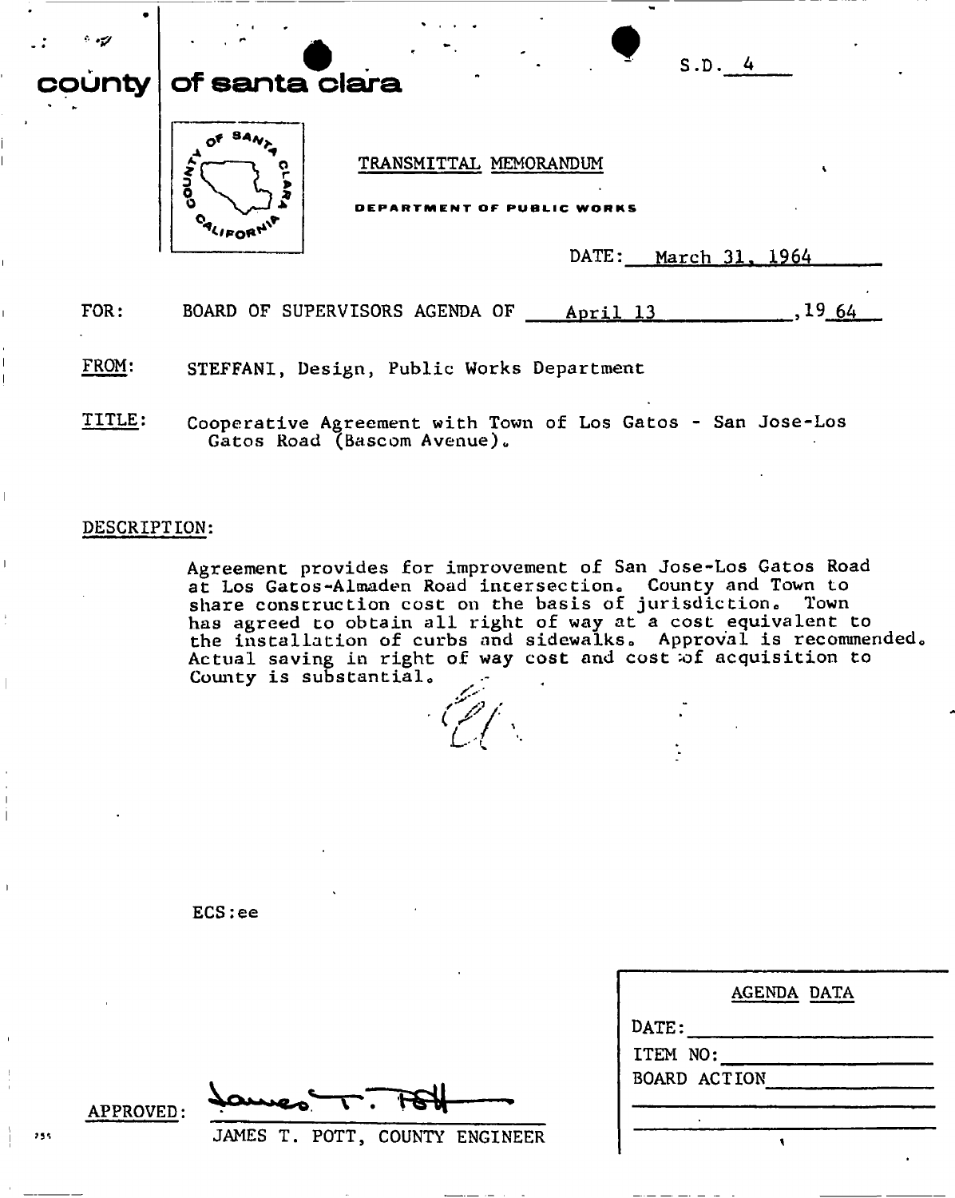S.D. 4

# county of santa clara

TRANSMITTAL MEMORANDUM

DEPARTMENT OF PUBLIC WORKS

DATE: March 31, 1964

FOR: BOARD OF SUPERVISORS AGENDA OF April 13, 1964

FROM: STEFFANI, Design, Public Works Department

TITLE: Cooperative Agreement with Town of Los Gatos - San Jose-Los Gatos Road (Bascom Avenue).

DESCRIPTION:

Agreement provides for improvement of San Jose-Los Gatos Road at Los Gatos-Almaden Road intersection. County and Town to share construction cost on the basis of jurisdiction. Town has agreed to obtain all right of way at a cost equivalent to the installation of curbs and sidewalks. Approval is recommended. Actual saving in right of way cost and cost of acquisition to County is substantial.

ECS:ee

APPROVED: JAMES T. POTT, COUNTY ENGINEER

| AGENDA DATA |
|---|
| DATE: |
| ITEM NO: |
| BOARD ACTION |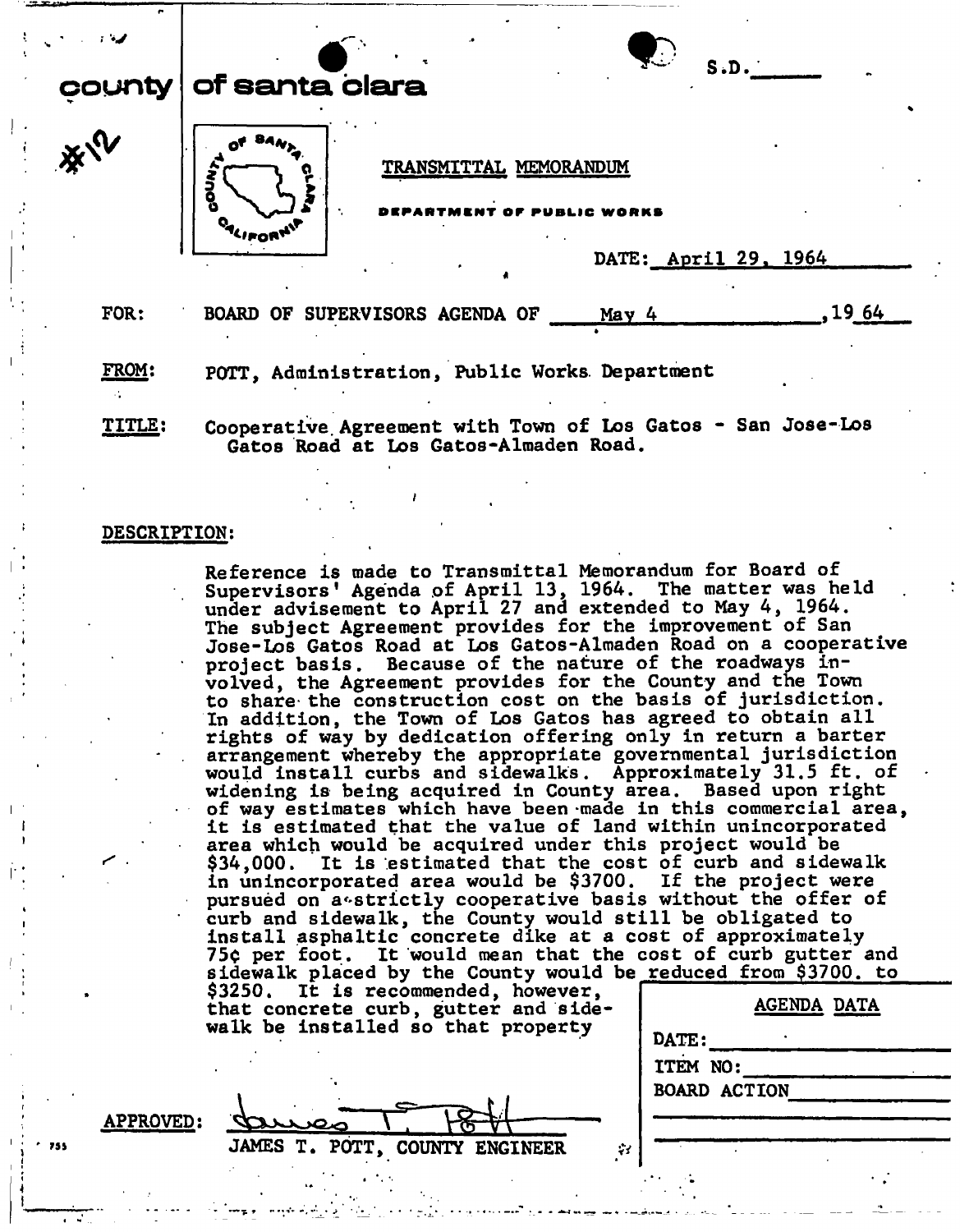county | of santa clara

#12

S.D.______

TRANSMITTAL MEMORANDUM

DEPARTMENT OF PUBLIC WORKS

DATE: April 29, 1964

FOR: BOARD OF SUPERVISORS AGENDA OF May 4, 1964

FROM: POTT, Administration, Public Works Department

TITLE: Cooperative Agreement with Town of Los Gatos - San Jose-Los Gatos Road at Los Gatos-Almaden Road.

DESCRIPTION:

Reference is made to Transmittal Memorandum for Board of Supervisors' Agenda of April 13, 1964. The matter was held under advisement to April 27 and extended to May 4, 1964. The subject Agreement provides for the improvement of San Jose-Los Gatos Road at Los Gatos-Almaden Road on a cooperative project basis. Because of the nature of the roadways involved, the Agreement provides for the County and the Town to share the construction cost on the basis of jurisdiction. In addition, the Town of Los Gatos has agreed to obtain all rights of way by dedication offering only in return a barter arrangement whereby the appropriate governmental jurisdiction would install curbs and sidewalks. Approximately 31.5 ft. of widening is being acquired in County area. Based upon right of way estimates which have been made in this commercial area, it is estimated that the value of land within unincorporated area which would be acquired under this project would be \$34,000. It is estimated that the cost of curb and sidewalk in unincorporated area would be \$3700. If the project were pursued on a strictly cooperative basis without the offer of curb and sidewalk, the County would still be obligated to install asphaltic concrete dike at a cost of approximately 75¢ per foot. It would mean that the cost of curb gutter and sidewalk placed by the County would be reduced from \$3700. to \$3250. It is recommended, however, that concrete curb, gutter and sidewalk be installed so that property

| AGENDA DATA |
|---|
| DATE: |
| ITEM NO: |
| BOARD ACTION |

APPROVED: [signature]
JAMES T. POTT, COUNTY ENGINEER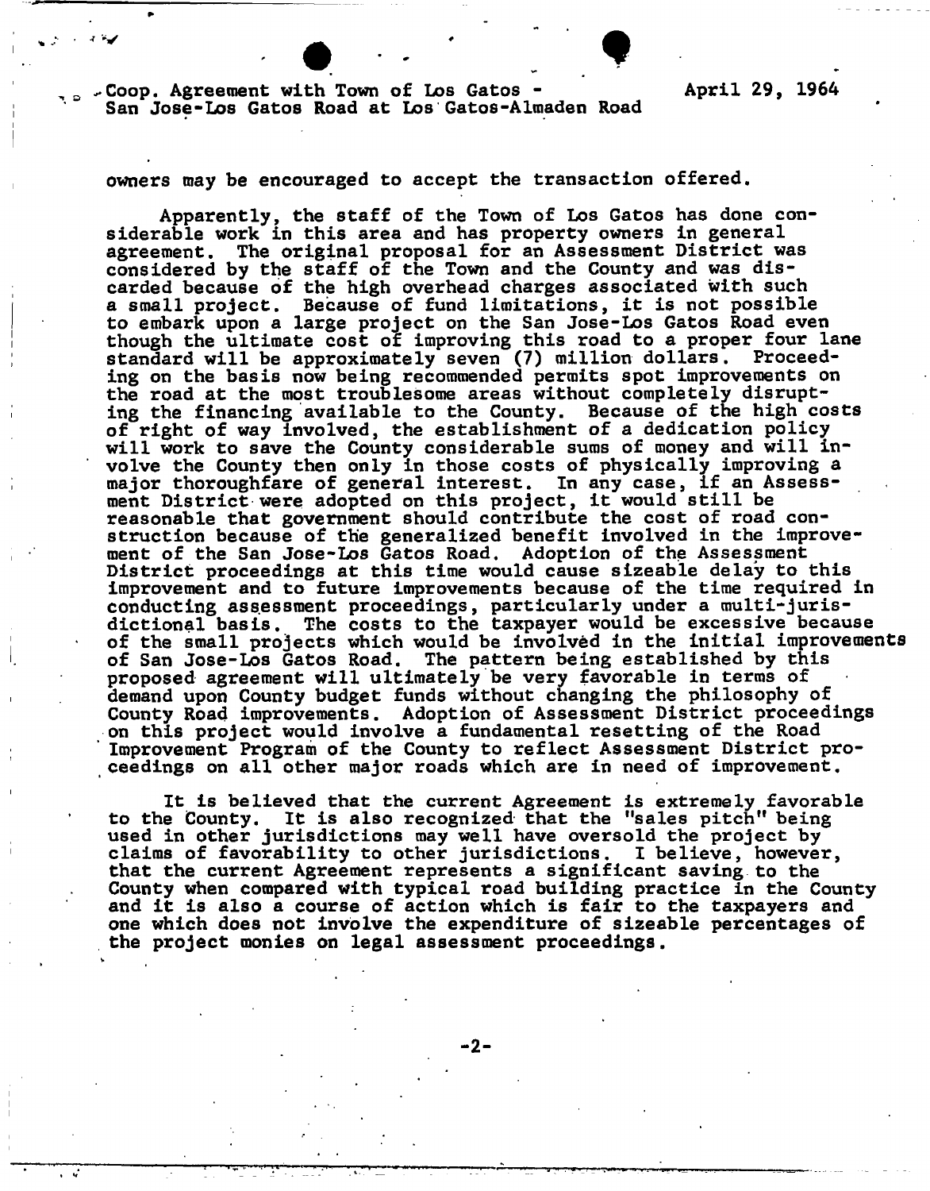owners may be encouraged to accept the transaction offered.

Apparently, the staff of the Town of Los Gatos has done considerable work in this area and has property owners in general agreement. The original proposal for an Assessment District was considered by the staff of the Town and the County and was discarded because of the high overhead charges associated with such a small project. Because of fund limitations, it is not possible to embark upon a large project on the San Jose-Los Gatos Road even though the ultimate cost of improving this road to a proper four lane standard will be approximately seven (7) million dollars. Proceeding on the basis now being recommended permits spot improvements on the road at the most troublesome areas without completely disrupting the financing available to the County. Because of the high costs of right of way involved, the establishment of a dedication policy will work to save the County considerable sums of money and will involve the County then only in those costs of physically improving a major thoroughfare of general interest. In any case, if an Assessment District were adopted on this project, it would still be reasonable that government should contribute the cost of road construction because of the generalized benefit involved in the improvement of the San Jose-Los Gatos Road. Adoption of the Assessment District proceedings at this time would cause sizeable delay to this improvement and to future improvements because of the time required in conducting assessment proceedings, particularly under a multi-jurisdictional basis. The costs to the taxpayer would be excessive because of the small projects which would be involved in the initial improvements of San Jose-Los Gatos Road. The pattern being established by this proposed agreement will ultimately be very favorable in terms of demand upon County budget funds without changing the philosophy of County Road improvements. Adoption of Assessment District proceedings on this project would involve a fundamental resetting of the Road Improvement Program of the County to reflect Assessment District proceedings on all other major roads which are in need of improvement.

It is believed that the current Agreement is extremely favorable to the County. It is also recognized that the "sales pitch" being used in other jurisdictions may well have oversold the project by claims of favorability to other jurisdictions. I believe, however, that the current Agreement represents a significant saving to the County when compared with typical road building practice in the County and it is also a course of action which is fair to the taxpayers and one which does not involve the expenditure of sizeable percentages of the project monies on legal assessment proceedings.